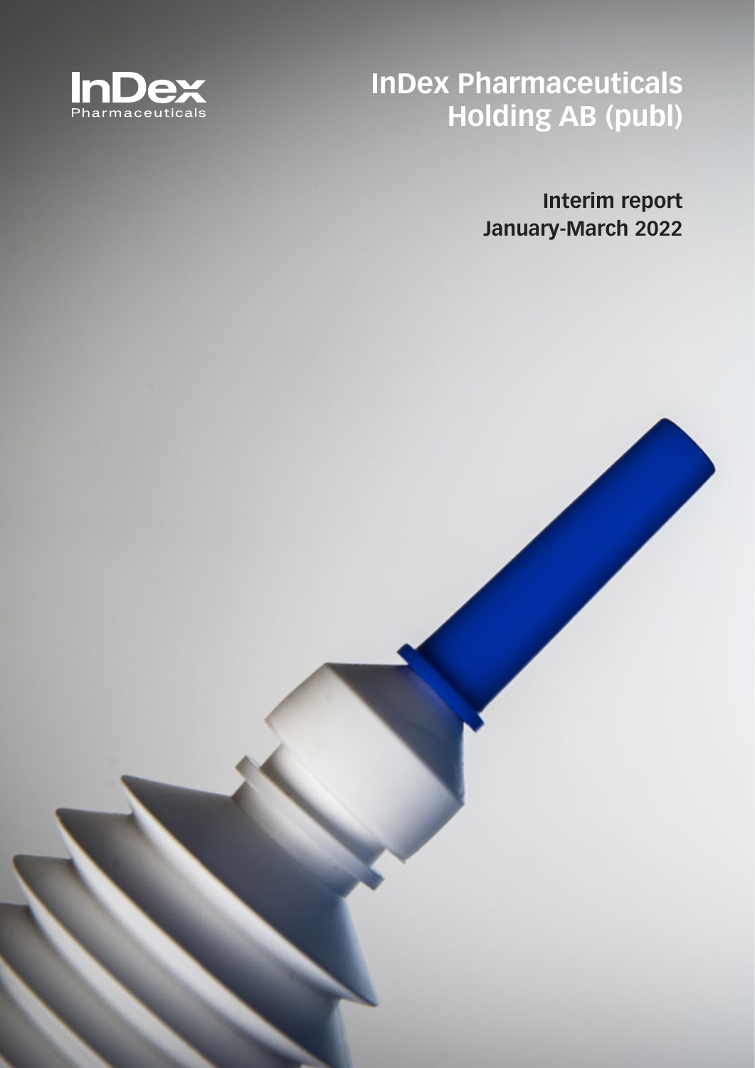InDex
Pharmaceuticals

# InDex Pharmaceuticals Holding AB (publ)

## Interim report January-March 2022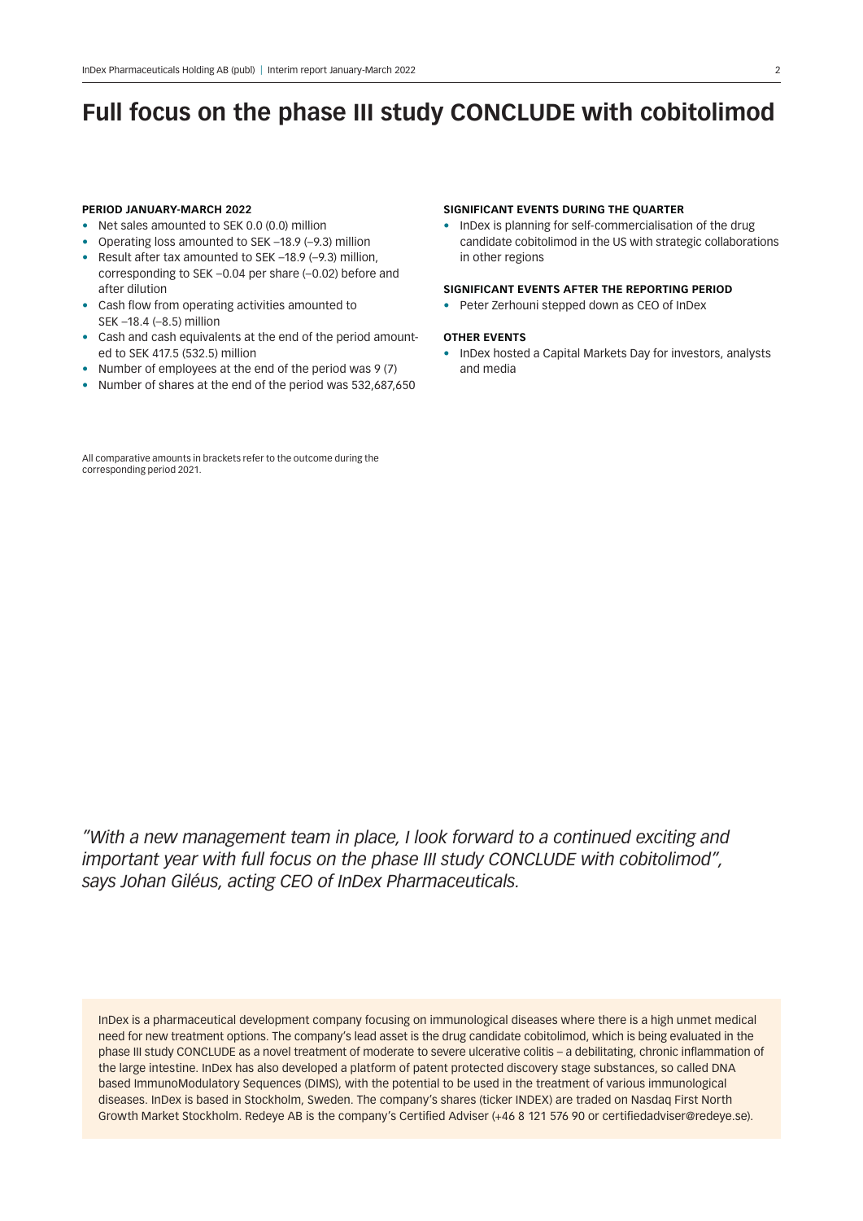# Full focus on the phase III study CONCLUDE with cobitolimod

**PERIOD JANUARY-MARCH 2022**

- Net sales amounted to SEK 0.0 (0.0) million
- Operating loss amounted to SEK –18.9 (–9.3) million
- Result after tax amounted to SEK –18.9 (–9.3) million, corresponding to SEK –0.04 per share (–0.02) before and after dilution
- Cash flow from operating activities amounted to SEK –18.4 (–8.5) million
- Cash and cash equivalents at the end of the period amounted to SEK 417.5 (532.5) million
- Number of employees at the end of the period was 9 (7)
- Number of shares at the end of the period was 532,687,650

All comparative amounts in brackets refer to the outcome during the corresponding period 2021.

**SIGNIFICANT EVENTS DURING THE QUARTER**

- InDex is planning for self-commercialisation of the drug candidate cobitolimod in the US with strategic collaborations in other regions

**SIGNIFICANT EVENTS AFTER THE REPORTING PERIOD**

- Peter Zerhouni stepped down as CEO of InDex

**OTHER EVENTS**

- InDex hosted a Capital Markets Day for investors, analysts and media

*"With a new management team in place, I look forward to a continued exciting and important year with full focus on the phase III study CONCLUDE with cobitolimod", says Johan Giléus, acting CEO of InDex Pharmaceuticals.*

InDex is a pharmaceutical development company focusing on immunological diseases where there is a high unmet medical need for new treatment options. The company's lead asset is the drug candidate cobitolimod, which is being evaluated in the phase III study CONCLUDE as a novel treatment of moderate to severe ulcerative colitis – a debilitating, chronic inflammation of the large intestine. InDex has also developed a platform of patent protected discovery stage substances, so called DNA based ImmunoModulatory Sequences (DIMS), with the potential to be used in the treatment of various immunological diseases. InDex is based in Stockholm, Sweden. The company's shares (ticker INDEX) are traded on Nasdaq First North Growth Market Stockholm. Redeye AB is the company's Certified Adviser (+46 8 121 576 90 or certifiedadviser@redeye.se).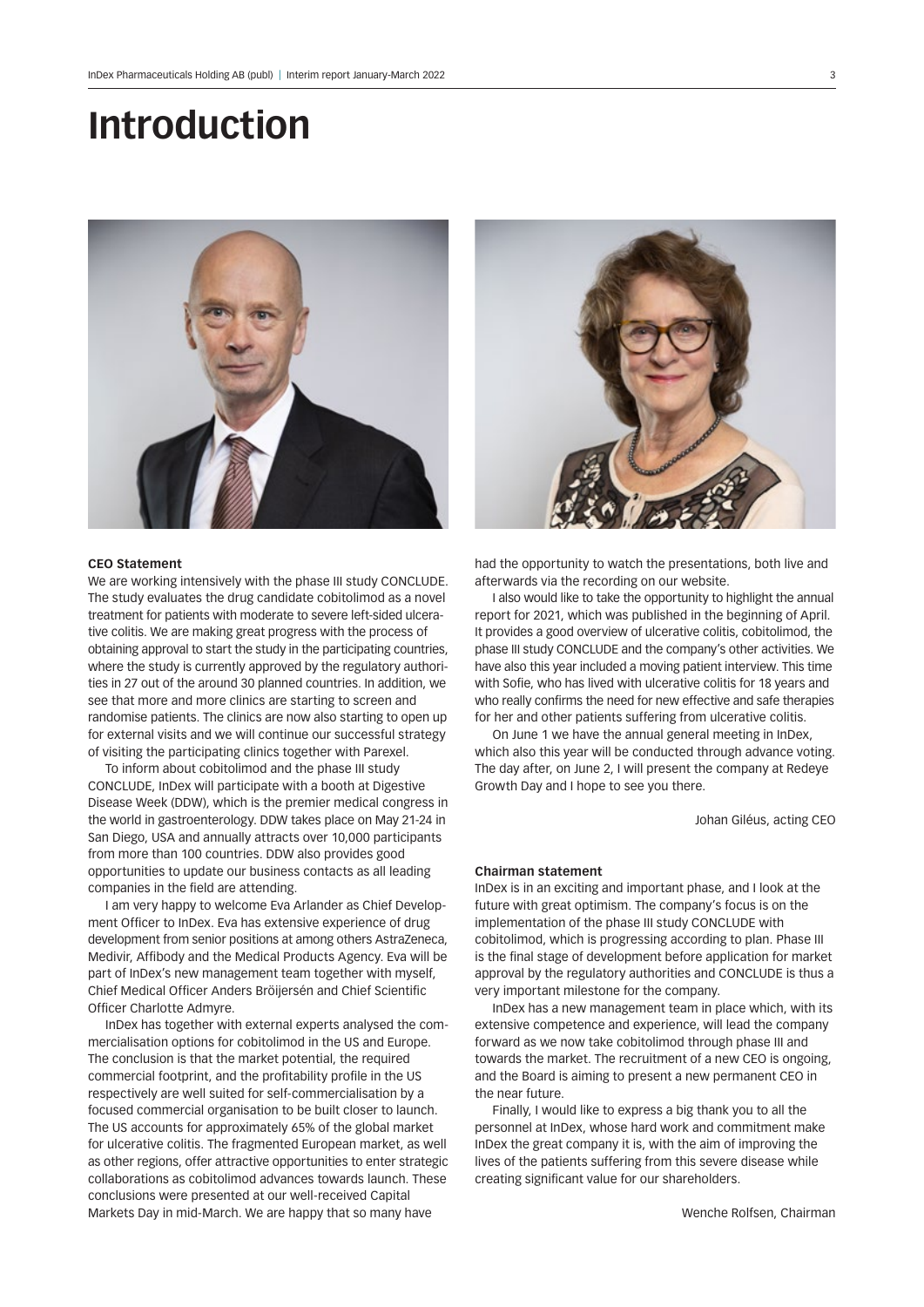# Introduction

**CEO Statement**

We are working intensively with the phase III study CONCLUDE. The study evaluates the drug candidate cobitolimod as a novel treatment for patients with moderate to severe left-sided ulcerative colitis. We are making great progress with the process of obtaining approval to start the study in the participating countries, where the study is currently approved by the regulatory authorities in 27 out of the around 30 planned countries. In addition, we see that more and more clinics are starting to screen and randomise patients. The clinics are now also starting to open up for external visits and we will continue our successful strategy of visiting the participating clinics together with Parexel.

To inform about cobitolimod and the phase III study CONCLUDE, InDex will participate with a booth at Digestive Disease Week (DDW), which is the premier medical congress in the world in gastroenterology. DDW takes place on May 21-24 in San Diego, USA and annually attracts over 10,000 participants from more than 100 countries. DDW also provides good opportunities to update our business contacts as all leading companies in the field are attending.

I am very happy to welcome Eva Arlander as Chief Development Officer to InDex. Eva has extensive experience of drug development from senior positions at among others AstraZeneca, Medivir, Affibody and the Medical Products Agency. Eva will be part of InDex's new management team together with myself, Chief Medical Officer Anders Bröijersén and Chief Scientific Officer Charlotte Admyre.

InDex has together with external experts analysed the commercialisation options for cobitolimod in the US and Europe. The conclusion is that the market potential, the required commercial footprint, and the profitability profile in the US respectively are well suited for self-commercialisation by a focused commercial organisation to be built closer to launch. The US accounts for approximately 65% of the global market for ulcerative colitis. The fragmented European market, as well as other regions, offer attractive opportunities to enter strategic collaborations as cobitolimod advances towards launch. These conclusions were presented at our well-received Capital Markets Day in mid-March. We are happy that so many have had the opportunity to watch the presentations, both live and afterwards via the recording on our website.

I also would like to take the opportunity to highlight the annual report for 2021, which was published in the beginning of April. It provides a good overview of ulcerative colitis, cobitolimod, the phase III study CONCLUDE and the company's other activities. We have also this year included a moving patient interview. This time with Sofie, who has lived with ulcerative colitis for 18 years and who really confirms the need for new effective and safe therapies for her and other patients suffering from ulcerative colitis.

On June 1 we have the annual general meeting in InDex, which also this year will be conducted through advance voting. The day after, on June 2, I will present the company at Redeye Growth Day and I hope to see you there.

Johan Giléus, acting CEO

**Chairman statement**

InDex is in an exciting and important phase, and I look at the future with great optimism. The company's focus is on the implementation of the phase III study CONCLUDE with cobitolimod, which is progressing according to plan. Phase III is the final stage of development before application for market approval by the regulatory authorities and CONCLUDE is thus a very important milestone for the company.

InDex has a new management team in place which, with its extensive competence and experience, will lead the company forward as we now take cobitolimod through phase III and towards the market. The recruitment of a new CEO is ongoing, and the Board is aiming to present a new permanent CEO in the near future.

Finally, I would like to express a big thank you to all the personnel at InDex, whose hard work and commitment make InDex the great company it is, with the aim of improving the lives of the patients suffering from this severe disease while creating significant value for our shareholders.

Wenche Rolfsen, Chairman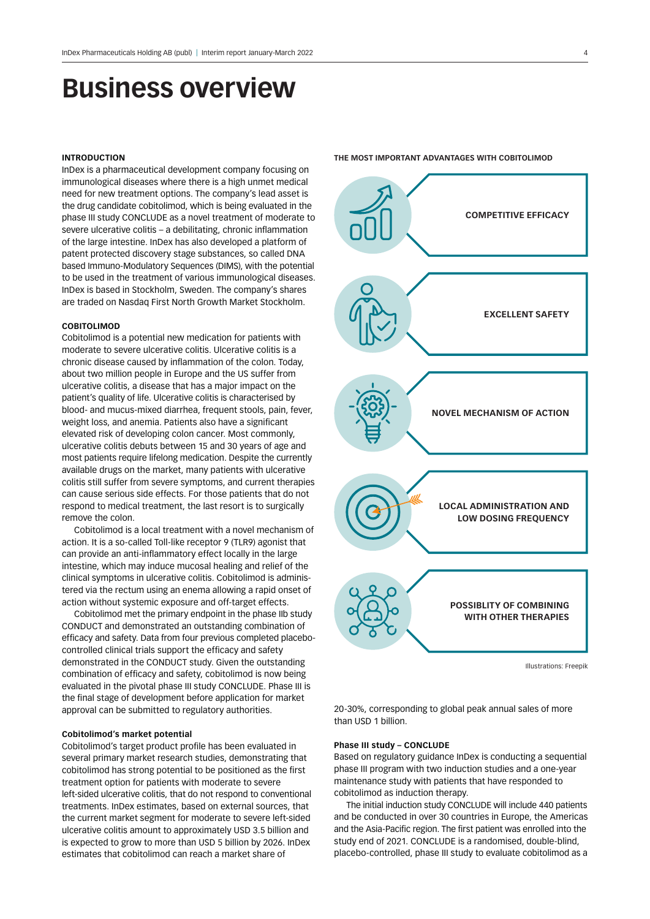# Business overview

**INTRODUCTION**

InDex is a pharmaceutical development company focusing on immunological diseases where there is a high unmet medical need for new treatment options. The company's lead asset is the drug candidate cobitolimod, which is being evaluated in the phase III study CONCLUDE as a novel treatment of moderate to severe ulcerative colitis – a debilitating, chronic inflammation of the large intestine. InDex has also developed a platform of patent protected discovery stage substances, so called DNA based Immuno-Modulatory Sequences (DIMS), with the potential to be used in the treatment of various immunological diseases. InDex is based in Stockholm, Sweden. The company's shares are traded on Nasdaq First North Growth Market Stockholm.

**COBITOLIMOD**

Cobitolimod is a potential new medication for patients with moderate to severe ulcerative colitis. Ulcerative colitis is a chronic disease caused by inflammation of the colon. Today, about two million people in Europe and the US suffer from ulcerative colitis, a disease that has a major impact on the patient's quality of life. Ulcerative colitis is characterised by blood- and mucus-mixed diarrhea, frequent stools, pain, fever, weight loss, and anemia. Patients also have a significant elevated risk of developing colon cancer. Most commonly, ulcerative colitis debuts between 15 and 30 years of age and most patients require lifelong medication. Despite the currently available drugs on the market, many patients with ulcerative colitis still suffer from severe symptoms, and current therapies can cause serious side effects. For those patients that do not respond to medical treatment, the last resort is to surgically remove the colon.

Cobitolimod is a local treatment with a novel mechanism of action. It is a so-called Toll-like receptor 9 (TLR9) agonist that can provide an anti-inflammatory effect locally in the large intestine, which may induce mucosal healing and relief of the clinical symptoms in ulcerative colitis. Cobitolimod is administered via the rectum using an enema allowing a rapid onset of action without systemic exposure and off-target effects.

Cobitolimod met the primary endpoint in the phase IIb study CONDUCT and demonstrated an outstanding combination of efficacy and safety. Data from four previous completed placebo-controlled clinical trials support the efficacy and safety demonstrated in the CONDUCT study. Given the outstanding combination of efficacy and safety, cobitolimod is now being evaluated in the pivotal phase III study CONCLUDE. Phase III is the final stage of development before application for market approval can be submitted to regulatory authorities.

**THE MOST IMPORTANT ADVANTAGES WITH COBITOLIMOD**

- COMPETITIVE EFFICACY
- EXCELLENT SAFETY
- NOVEL MECHANISM OF ACTION
- LOCAL ADMINISTRATION AND LOW DOSING FREQUENCY
- POSSIBLITY OF COMBINING WITH OTHER THERAPIES

Illustrations: Freepik

**Cobitolimod's market potential**

Cobitolimod's target product profile has been evaluated in several primary market research studies, demonstrating that cobitolimod has strong potential to be positioned as the first treatment option for patients with moderate to severe left-sided ulcerative colitis, that do not respond to conventional treatments. InDex estimates, based on external sources, that the current market segment for moderate to severe left-sided ulcerative colitis amount to approximately USD 3.5 billion and is expected to grow to more than USD 5 billion by 2026. InDex estimates that cobitolimod can reach a market share of 20-30%, corresponding to global peak annual sales of more than USD 1 billion.

**Phase III study – CONCLUDE**

Based on regulatory guidance InDex is conducting a sequential phase III program with two induction studies and a one-year maintenance study with patients that have responded to cobitolimod as induction therapy.

The initial induction study CONCLUDE will include 440 patients and be conducted in over 30 countries in Europe, the Americas and the Asia-Pacific region. The first patient was enrolled into the study end of 2021. CONCLUDE is a randomised, double-blind, placebo-controlled, phase III study to evaluate cobitolimod as a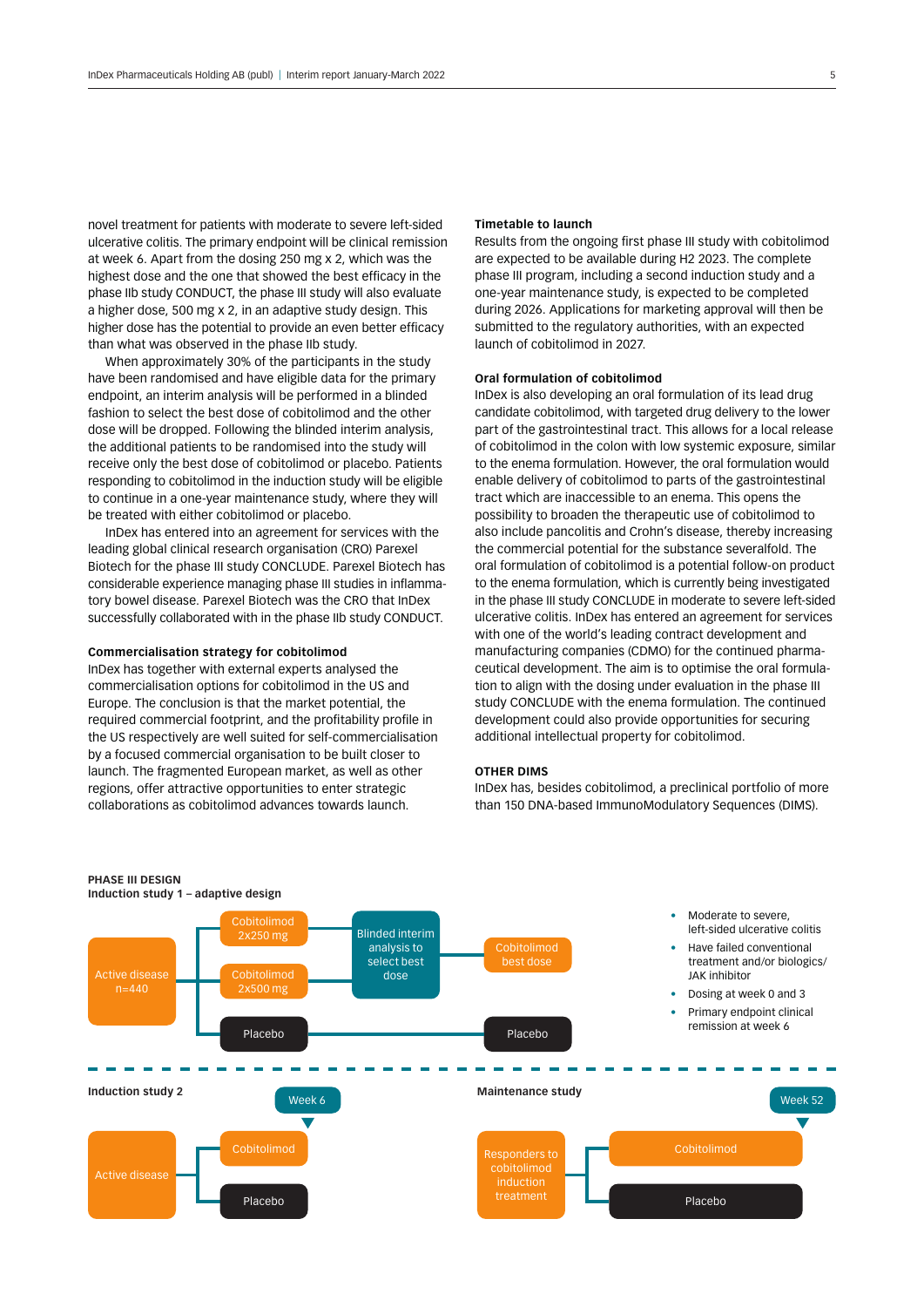novel treatment for patients with moderate to severe left-sided ulcerative colitis. The primary endpoint will be clinical remission at week 6. Apart from the dosing 250 mg x 2, which was the highest dose and the one that showed the best efficacy in the phase IIb study CONDUCT, the phase III study will also evaluate a higher dose, 500 mg x 2, in an adaptive study design. This higher dose has the potential to provide an even better efficacy than what was observed in the phase IIb study.

When approximately 30% of the participants in the study have been randomised and have eligible data for the primary endpoint, an interim analysis will be performed in a blinded fashion to select the best dose of cobitolimod and the other dose will be dropped. Following the blinded interim analysis, the additional patients to be randomised into the study will receive only the best dose of cobitolimod or placebo. Patients responding to cobitolimod in the induction study will be eligible to continue in a one-year maintenance study, where they will be treated with either cobitolimod or placebo.

InDex has entered into an agreement for services with the leading global clinical research organisation (CRO) Parexel Biotech for the phase III study CONCLUDE. Parexel Biotech has considerable experience managing phase III studies in inflammatory bowel disease. Parexel Biotech was the CRO that InDex successfully collaborated with in the phase IIb study CONDUCT.

### Commercialisation strategy for cobitolimod

InDex has together with external experts analysed the commercialisation options for cobitolimod in the US and Europe. The conclusion is that the market potential, the required commercial footprint, and the profitability profile in the US respectively are well suited for self-commercialisation by a focused commercial organisation to be built closer to launch. The fragmented European market, as well as other regions, offer attractive opportunities to enter strategic collaborations as cobitolimod advances towards launch.

### Timetable to launch

Results from the ongoing first phase III study with cobitolimod are expected to be available during H2 2023. The complete phase III program, including a second induction study and a one-year maintenance study, is expected to be completed during 2026. Applications for marketing approval will then be submitted to the regulatory authorities, with an expected launch of cobitolimod in 2027.

### Oral formulation of cobitolimod

InDex is also developing an oral formulation of its lead drug candidate cobitolimod, with targeted drug delivery to the lower part of the gastrointestinal tract. This allows for a local release of cobitolimod in the colon with low systemic exposure, similar to the enema formulation. However, the oral formulation would enable delivery of cobitolimod to parts of the gastrointestinal tract which are inaccessible to an enema. This opens the possibility to broaden the therapeutic use of cobitolimod to also include pancolitis and Crohn's disease, thereby increasing the commercial potential for the substance severalfold. The oral formulation of cobitolimod is a potential follow-on product to the enema formulation, which is currently being investigated in the phase III study CONCLUDE in moderate to severe left-sided ulcerative colitis. InDex has entered an agreement for services with one of the world's leading contract development and manufacturing companies (CDMO) for the continued pharmaceutical development. The aim is to optimise the oral formulation to align with the dosing under evaluation in the phase III study CONCLUDE with the enema formulation. The continued development could also provide opportunities for securing additional intellectual property for cobitolimod.

### OTHER DIMS

InDex has, besides cobitolimod, a preclinical portfolio of more than 150 DNA-based ImmunoModulatory Sequences (DIMS).

**PHASE III DESIGN**
**Induction study 1 – adaptive design**

- Active disease n=440 → Cobitolimod 2x250 mg / Cobitolimod 2x500 mg → Blinded interim analysis to select best dose → Cobitolimod best dose
- Active disease n=440 → Placebo → Placebo

- Moderate to severe, left-sided ulcerative colitis
- Have failed conventional treatment and/or biologics/JAK inhibitor
- Dosing at week 0 and 3
- Primary endpoint clinical remission at week 6

**Induction study 2** (Week 6)

- Active disease → Cobitolimod / Placebo

**Maintenance study** (Week 52)

- Responders to cobitolimod induction treatment → Cobitolimod / Placebo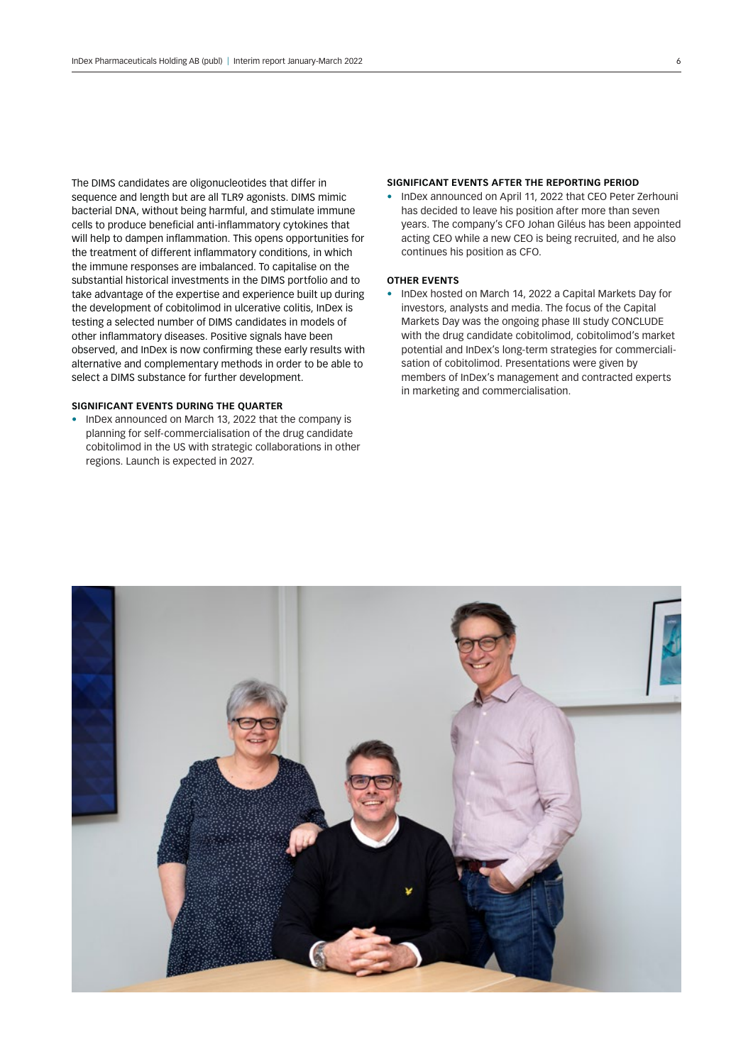The DIMS candidates are oligonucleotides that differ in sequence and length but are all TLR9 agonists. DIMS mimic bacterial DNA, without being harmful, and stimulate immune cells to produce beneficial anti-inflammatory cytokines that will help to dampen inflammation. This opens opportunities for the treatment of different inflammatory conditions, in which the immune responses are imbalanced. To capitalise on the substantial historical investments in the DIMS portfolio and to take advantage of the expertise and experience built up during the development of cobitolimod in ulcerative colitis, InDex is testing a selected number of DIMS candidates in models of other inflammatory diseases. Positive signals have been observed, and InDex is now confirming these early results with alternative and complementary methods in order to be able to select a DIMS substance for further development.

### SIGNIFICANT EVENTS DURING THE QUARTER

- InDex announced on March 13, 2022 that the company is planning for self-commercialisation of the drug candidate cobitolimod in the US with strategic collaborations in other regions. Launch is expected in 2027.

### SIGNIFICANT EVENTS AFTER THE REPORTING PERIOD

- InDex announced on April 11, 2022 that CEO Peter Zerhouni has decided to leave his position after more than seven years. The company's CFO Johan Giléus has been appointed acting CEO while a new CEO is being recruited, and he also continues his position as CFO.

### OTHER EVENTS

- InDex hosted on March 14, 2022 a Capital Markets Day for investors, analysts and media. The focus of the Capital Markets Day was the ongoing phase III study CONCLUDE with the drug candidate cobitolimod, cobitolimod's market potential and InDex's long-term strategies for commercialisation of cobitolimod. Presentations were given by members of InDex's management and contracted experts in marketing and commercialisation.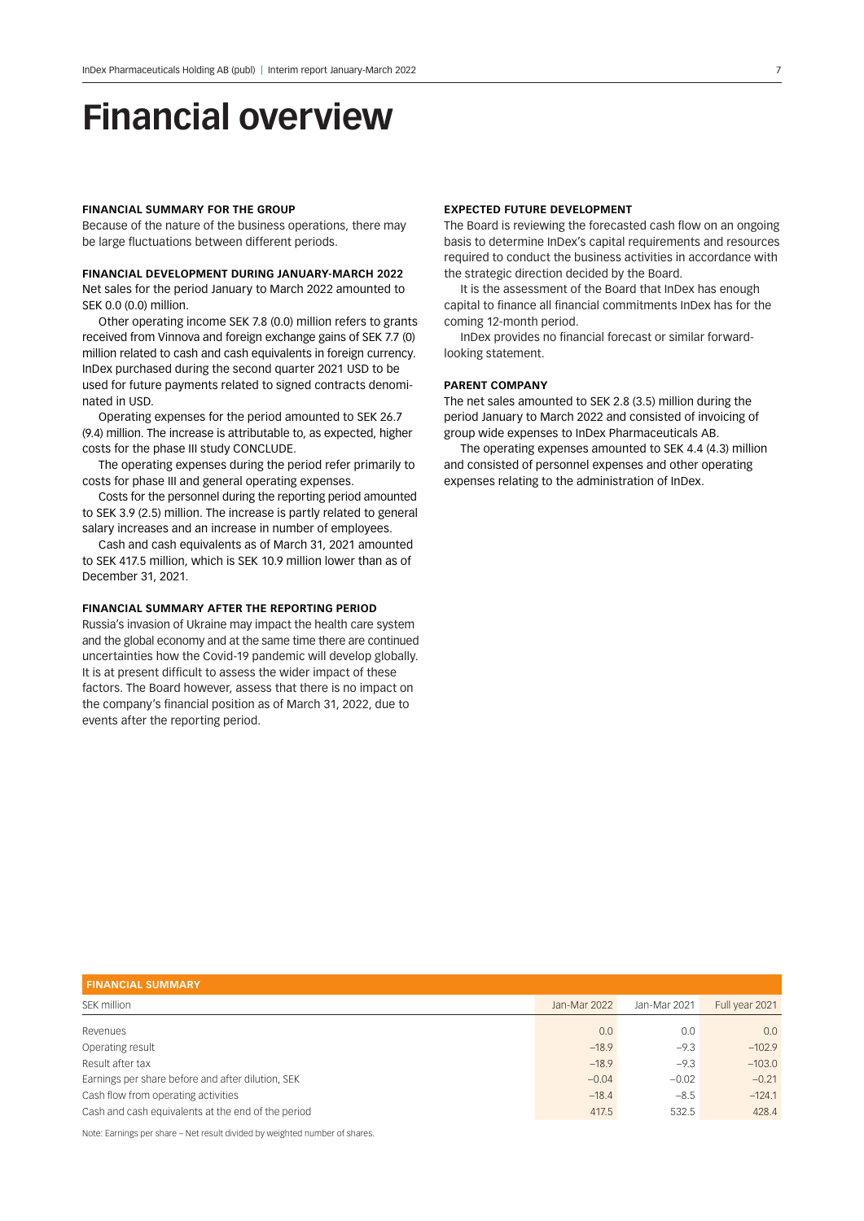# Financial overview

### FINANCIAL SUMMARY FOR THE GROUP

Because of the nature of the business operations, there may be large fluctuations between different periods.

### FINANCIAL DEVELOPMENT DURING JANUARY-MARCH 2022

Net sales for the period January to March 2022 amounted to SEK 0.0 (0.0) million.

Other operating income SEK 7.8 (0.0) million refers to grants received from Vinnova and foreign exchange gains of SEK 7.7 (0) million related to cash and cash equivalents in foreign currency. InDex purchased during the second quarter 2021 USD to be used for future payments related to signed contracts denominated in USD.

Operating expenses for the period amounted to SEK 26.7 (9.4) million. The increase is attributable to, as expected, higher costs for the phase III study CONCLUDE.

The operating expenses during the period refer primarily to costs for phase III and general operating expenses.

Costs for the personnel during the reporting period amounted to SEK 3.9 (2.5) million. The increase is partly related to general salary increases and an increase in number of employees.

Cash and cash equivalents as of March 31, 2021 amounted to SEK 417.5 million, which is SEK 10.9 million lower than as of December 31, 2021.

### FINANCIAL SUMMARY AFTER THE REPORTING PERIOD

Russia's invasion of Ukraine may impact the health care system and the global economy and at the same time there are continued uncertainties how the Covid-19 pandemic will develop globally. It is at present difficult to assess the wider impact of these factors. The Board however, assess that there is no impact on the company's financial position as of March 31, 2022, due to events after the reporting period.

### EXPECTED FUTURE DEVELOPMENT

The Board is reviewing the forecasted cash flow on an ongoing basis to determine InDex's capital requirements and resources required to conduct the business activities in accordance with the strategic direction decided by the Board.

It is the assessment of the Board that InDex has enough capital to finance all financial commitments InDex has for the coming 12-month period.

InDex provides no financial forecast or similar forward-looking statement.

### PARENT COMPANY

The net sales amounted to SEK 2.8 (3.5) million during the period January to March 2022 and consisted of invoicing of group wide expenses to InDex Pharmaceuticals AB.

The operating expenses amounted to SEK 4.4 (4.3) million and consisted of personnel expenses and other operating expenses relating to the administration of InDex.

**FINANCIAL SUMMARY**

| SEK million | Jan-Mar 2022 | Jan-Mar 2021 | Full year 2021 |
|---|---|---|---|
| Revenues | 0.0 | 0.0 | 0.0 |
| Operating result | −18.9 | −9.3 | −102.9 |
| Result after tax | −18.9 | −9.3 | −103.0 |
| Earnings per share before and after dilution, SEK | −0.04 | −0.02 | −0.21 |
| Cash flow from operating activities | −18.4 | −8.5 | −124.1 |
| Cash and cash equivalents at the end of the period | 417.5 | 532.5 | 428.4 |

Note: Earnings per share – Net result divided by weighted number of shares.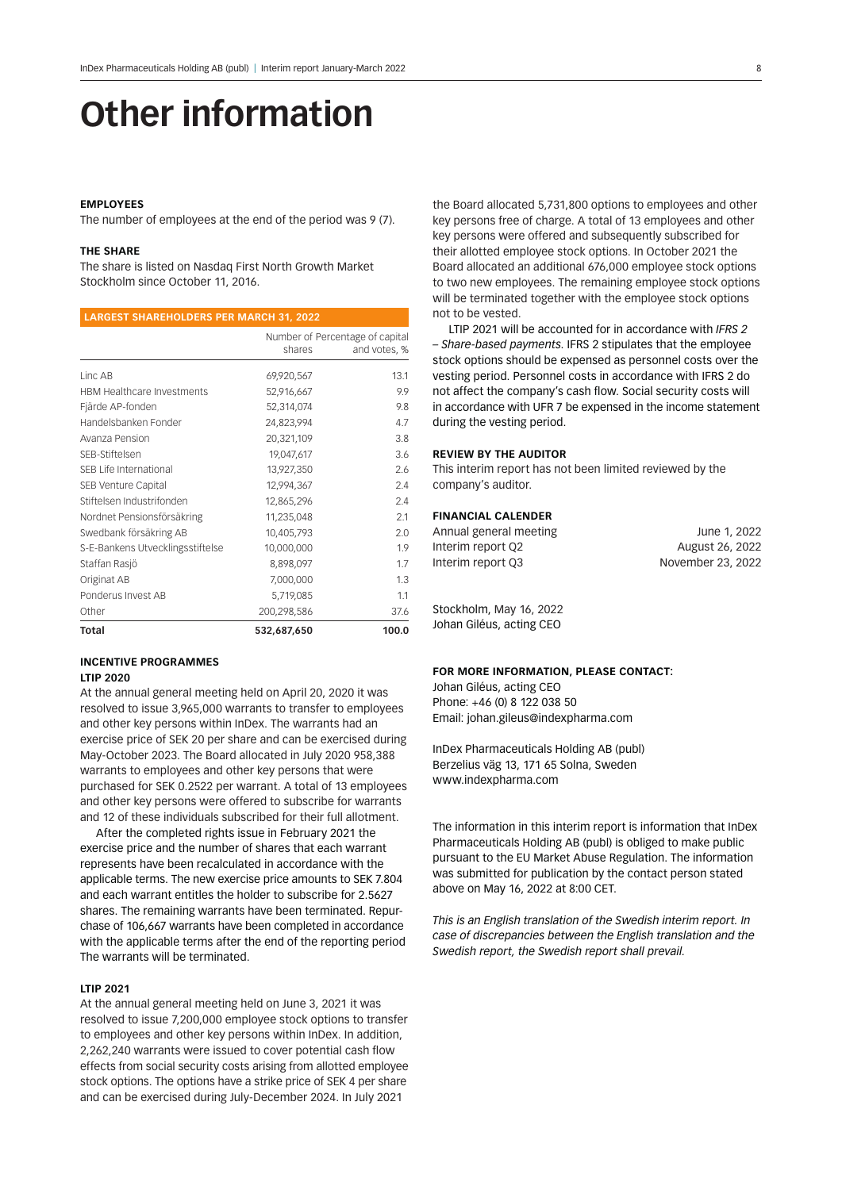# Other information

### EMPLOYEES

The number of employees at the end of the period was 9 (7).

### THE SHARE

The share is listed on Nasdaq First North Growth Market Stockholm since October 11, 2016.

**LARGEST SHAREHOLDERS PER MARCH 31, 2022**

| | Number of shares | Percentage of capital and votes, % |
|---|---|---|
| Linc AB | 69,920,567 | 13.1 |
| HBM Healthcare Investments | 52,916,667 | 9.9 |
| Fjärde AP-fonden | 52,314,074 | 9.8 |
| Handelsbanken Fonder | 24,823,994 | 4.7 |
| Avanza Pension | 20,321,109 | 3.8 |
| SEB-Stiftelsen | 19,047,617 | 3.6 |
| SEB Life International | 13,927,350 | 2.6 |
| SEB Venture Capital | 12,994,367 | 2.4 |
| Stiftelsen Industrifonden | 12,865,296 | 2.4 |
| Nordnet Pensionsförsäkring | 11,235,048 | 2.1 |
| Swedbank försäkring AB | 10,405,793 | 2.0 |
| S-E-Bankens Utvecklingsstiftelse | 10,000,000 | 1.9 |
| Staffan Rasjö | 8,898,097 | 1.7 |
| Originat AB | 7,000,000 | 1.3 |
| Ponderus Invest AB | 5,719,085 | 1.1 |
| Other | 200,298,586 | 37.6 |
| **Total** | **532,687,650** | **100.0** |

### INCENTIVE PROGRAMMES

**LTIP 2020**

At the annual general meeting held on April 20, 2020 it was resolved to issue 3,965,000 warrants to transfer to employees and other key persons within InDex. The warrants had an exercise price of SEK 20 per share and can be exercised during May-October 2023. The Board allocated in July 2020 958,388 warrants to employees and other key persons that were purchased for SEK 0.2522 per warrant. A total of 13 employees and other key persons were offered to subscribe for warrants and 12 of these individuals subscribed for their full allotment.

After the completed rights issue in February 2021 the exercise price and the number of shares that each warrant represents have been recalculated in accordance with the applicable terms. The new exercise price amounts to SEK 7.804 and each warrant entitles the holder to subscribe for 2.5627 shares. The remaining warrants have been terminated. Repurchase of 106,667 warrants have been completed in accordance with the applicable terms after the end of the reporting period The warrants will be terminated.

**LTIP 2021**

At the annual general meeting held on June 3, 2021 it was resolved to issue 7,200,000 employee stock options to transfer to employees and other key persons within InDex. In addition, 2,262,240 warrants were issued to cover potential cash flow effects from social security costs arising from allotted employee stock options. The options have a strike price of SEK 4 per share and can be exercised during July-December 2024. In July 2021 the Board allocated 5,731,800 options to employees and other key persons free of charge. A total of 13 employees and other key persons were offered and subsequently subscribed for their allotted employee stock options. In October 2021 the Board allocated an additional 676,000 employee stock options to two new employees. The remaining employee stock options will be terminated together with the employee stock options not to be vested.

LTIP 2021 will be accounted for in accordance with *IFRS 2 – Share-based payments*. IFRS 2 stipulates that the employee stock options should be expensed as personnel costs over the vesting period. Personnel costs in accordance with IFRS 2 do not affect the company's cash flow. Social security costs will in accordance with UFR 7 be expensed in the income statement during the vesting period.

### REVIEW BY THE AUDITOR

This interim report has not been limited reviewed by the company's auditor.

### FINANCIAL CALENDER

| | |
|---|---|
| Annual general meeting | June 1, 2022 |
| Interim report Q2 | August 26, 2022 |
| Interim report Q3 | November 23, 2022 |

Stockholm, May 16, 2022
Johan Giléus, acting CEO

### FOR MORE INFORMATION, PLEASE CONTACT:

Johan Giléus, acting CEO
Phone: +46 (0) 8 122 038 50
Email: johan.gileus@indexpharma.com

InDex Pharmaceuticals Holding AB (publ)
Berzelius väg 13, 171 65 Solna, Sweden
www.indexpharma.com

The information in this interim report is information that InDex Pharmaceuticals Holding AB (publ) is obliged to make public pursuant to the EU Market Abuse Regulation. The information was submitted for publication by the contact person stated above on May 16, 2022 at 8:00 CET.

*This is an English translation of the Swedish interim report. In case of discrepancies between the English translation and the Swedish report, the Swedish report shall prevail.*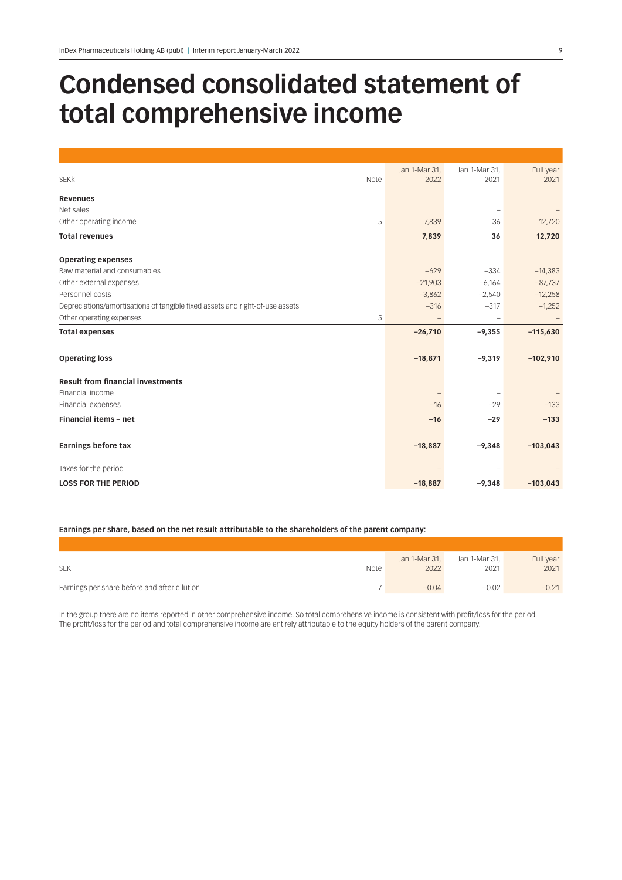# Condensed consolidated statement of total comprehensive income

| SEKk | Note | Jan 1-Mar 31, 2022 | Jan 1-Mar 31, 2021 | Full year 2021 |
|---|---|---|---|---|
| **Revenues** | | | | |
| Net sales | | | – | – |
| Other operating income | 5 | 7,839 | 36 | 12,720 |
| **Total revenues** | | **7,839** | **36** | **12,720** |
| **Operating expenses** | | | | |
| Raw material and consumables | | –629 | –334 | –14,383 |
| Other external expenses | | –21,903 | –6,164 | –87,737 |
| Personnel costs | | –3,862 | –2,540 | –12,258 |
| Depreciations/amortisations of tangible fixed assets and right-of-use assets | | –316 | –317 | –1,252 |
| Other operating expenses | 5 | – | – | – |
| **Total expenses** | | **–26,710** | **–9,355** | **–115,630** |
| **Operating loss** | | **–18,871** | **–9,319** | **–102,910** |
| **Result from financial investments** | | | | |
| Financial income | | – | – | – |
| Financial expenses | | –16 | –29 | –133 |
| **Financial items – net** | | **–16** | **–29** | **–133** |
| **Earnings before tax** | | **–18,887** | **–9,348** | **–103,043** |
| Taxes for the period | | – | – | – |
| **LOSS FOR THE PERIOD** | | **–18,887** | **–9,348** | **–103,043** |

**Earnings per share, based on the net result attributable to the shareholders of the parent company**:

| SEK | Note | Jan 1-Mar 31, 2022 | Jan 1-Mar 31, 2021 | Full year 2021 |
|---|---|---|---|---|
| Earnings per share before and after dilution | 7 | –0.04 | –0.02 | –0.21 |

In the group there are no items reported in other comprehensive income. So total comprehensive income is consistent with profit/loss for the period. The profit/loss for the period and total comprehensive income are entirely attributable to the equity holders of the parent company.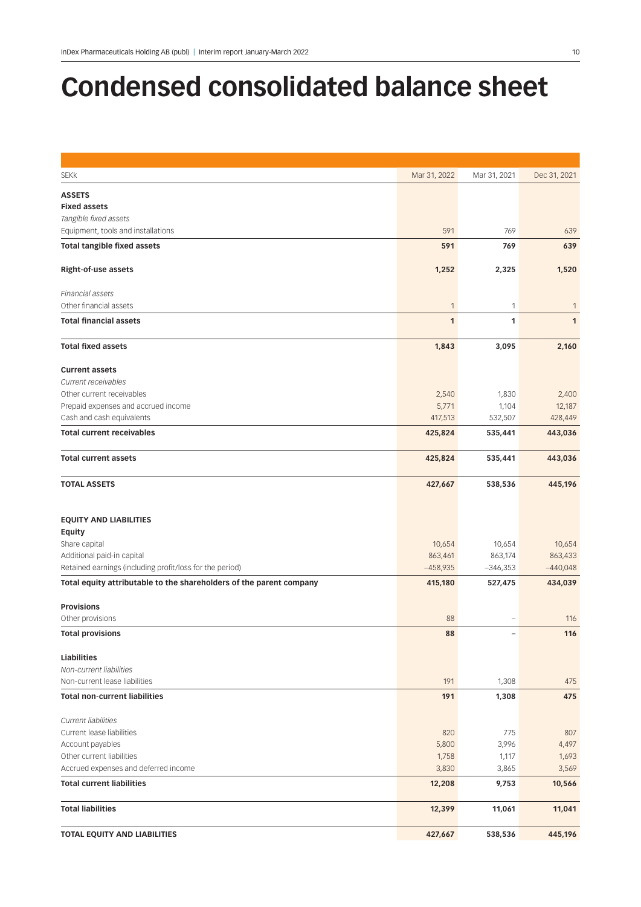# Condensed consolidated balance sheet

| SEKk | Mar 31, 2022 | Mar 31, 2021 | Dec 31, 2021 |
|---|---|---|---|
| **ASSETS** | | | |
| **Fixed assets** | | | |
| *Tangible fixed assets* | | | |
| Equipment, tools and installations | 591 | 769 | 639 |
| **Total tangible fixed assets** | **591** | **769** | **639** |
| **Right-of-use assets** | **1,252** | **2,325** | **1,520** |
| *Financial assets* | | | |
| Other financial assets | 1 | 1 | 1 |
| **Total financial assets** | **1** | **1** | **1** |
| **Total fixed assets** | **1,843** | **3,095** | **2,160** |
| **Current assets** | | | |
| *Current receivables* | | | |
| Other current receivables | 2,540 | 1,830 | 2,400 |
| Prepaid expenses and accrued income | 5,771 | 1,104 | 12,187 |
| Cash and cash equivalents | 417,513 | 532,507 | 428,449 |
| **Total current receivables** | **425,824** | **535,441** | **443,036** |
| **Total current assets** | **425,824** | **535,441** | **443,036** |
| **TOTAL ASSETS** | **427,667** | **538,536** | **445,196** |
| **EQUITY AND LIABILITIES** | | | |
| **Equity** | | | |
| Share capital | 10,654 | 10,654 | 10,654 |
| Additional paid-in capital | 863,461 | 863,174 | 863,433 |
| Retained earnings (including profit/loss for the period) | −458,935 | −346,353 | −440,048 |
| **Total equity attributable to the shareholders of the parent company** | **415,180** | **527,475** | **434,039** |
| **Provisions** | | | |
| Other provisions | 88 | – | 116 |
| **Total provisions** | **88** | **–** | **116** |
| **Liabilities** | | | |
| *Non-current liabilities* | | | |
| Non-current lease liabilities | 191 | 1,308 | 475 |
| **Total non-current liabilities** | **191** | **1,308** | **475** |
| *Current liabilities* | | | |
| Current lease liabilities | 820 | 775 | 807 |
| Account payables | 5,800 | 3,996 | 4,497 |
| Other current liabilities | 1,758 | 1,117 | 1,693 |
| Accrued expenses and deferred income | 3,830 | 3,865 | 3,569 |
| **Total current liabilities** | **12,208** | **9,753** | **10,566** |
| **Total liabilities** | **12,399** | **11,061** | **11,041** |
| **TOTAL EQUITY AND LIABILITIES** | **427,667** | **538,536** | **445,196** |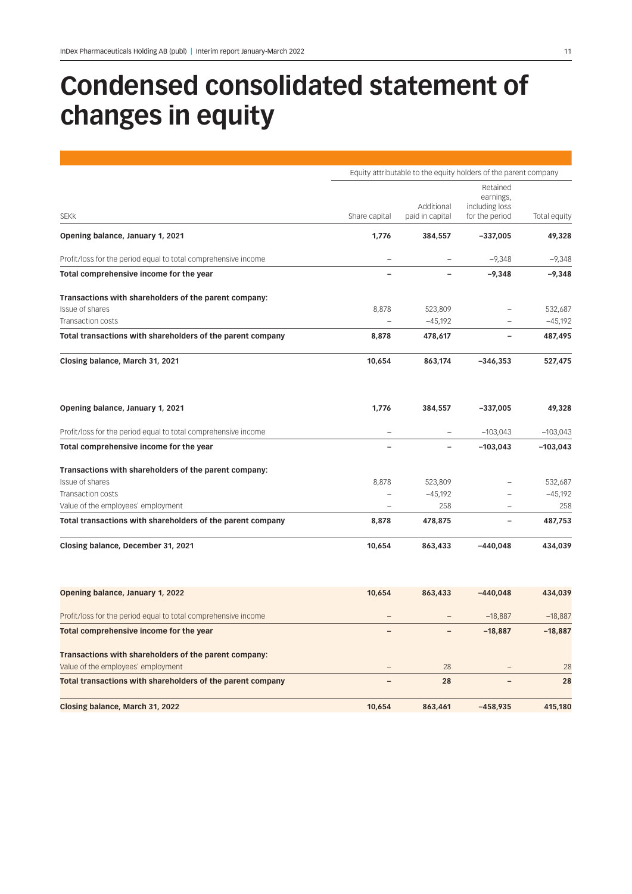# Condensed consolidated statement of changes in equity

| | Equity attributable to the equity holders of the parent company | | | |
|---|---|---|---|---|
| SEKk | Share capital | Additional paid in capital | Retained earnings, including loss for the period | Total equity |
| **Opening balance, January 1, 2021** | **1,776** | **384,557** | **−337,005** | **49,328** |
| Profit/loss for the period equal to total comprehensive income | – | – | −9,348 | −9,348 |
| **Total comprehensive income for the year** | **–** | **–** | **−9,348** | **−9,348** |
| **Transactions with shareholders of the parent company:** | | | | |
| Issue of shares | 8,878 | 523,809 | – | 532,687 |
| Transaction costs | – | −45,192 | – | −45,192 |
| **Total transactions with shareholders of the parent company** | **8,878** | **478,617** | **–** | **487,495** |
| **Closing balance, March 31, 2021** | **10,654** | **863,174** | **−346,353** | **527,475** |
| | | | | |
| **Opening balance, January 1, 2021** | **1,776** | **384,557** | **−337,005** | **49,328** |
| Profit/loss for the period equal to total comprehensive income | – | – | −103,043 | −103,043 |
| **Total comprehensive income for the year** | **–** | **–** | **−103,043** | **−103,043** |
| **Transactions with shareholders of the parent company:** | | | | |
| Issue of shares | 8,878 | 523,809 | – | 532,687 |
| Transaction costs | – | −45,192 | – | −45,192 |
| Value of the employees' employment | – | 258 | – | 258 |
| **Total transactions with shareholders of the parent company** | **8,878** | **478,875** | **–** | **487,753** |
| **Closing balance, December 31, 2021** | **10,654** | **863,433** | **−440,048** | **434,039** |
| | | | | |
| **Opening balance, January 1, 2022** | **10,654** | **863,433** | **−440,048** | **434,039** |
| Profit/loss for the period equal to total comprehensive income | – | – | −18,887 | −18,887 |
| **Total comprehensive income for the year** | **–** | **–** | **−18,887** | **−18,887** |
| **Transactions with shareholders of the parent company:** | | | | |
| Value of the employees' employment | – | 28 | – | 28 |
| **Total transactions with shareholders of the parent company** | **–** | **28** | **–** | **28** |
| **Closing balance, March 31, 2022** | **10,654** | **863,461** | **−458,935** | **415,180** |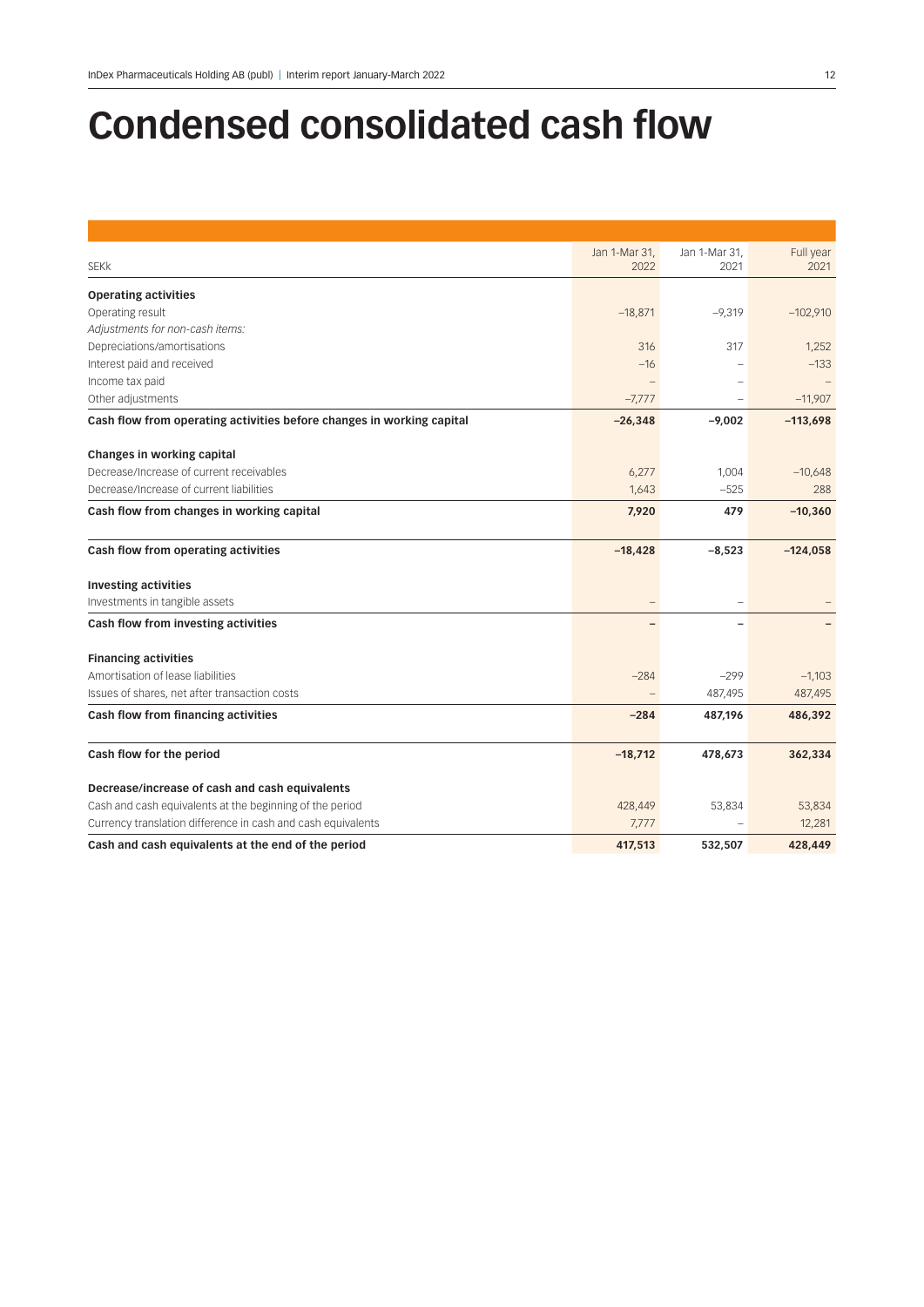# Condensed consolidated cash flow

| SEKk | Jan 1-Mar 31, 2022 | Jan 1-Mar 31, 2021 | Full year 2021 |
|---|---|---|---|
| **Operating activities** | | | |
| Operating result | –18,871 | –9,319 | –102,910 |
| *Adjustments for non-cash items:* | | | |
| Depreciations/amortisations | 316 | 317 | 1,252 |
| Interest paid and received | –16 | – | –133 |
| Income tax paid | – | – | – |
| Other adjustments | –7,777 | – | –11,907 |
| **Cash flow from operating activities before changes in working capital** | **–26,348** | **–9,002** | **–113,698** |
| **Changes in working capital** | | | |
| Decrease/Increase of current receivables | 6,277 | 1,004 | –10,648 |
| Decrease/Increase of current liabilities | 1,643 | –525 | 288 |
| **Cash flow from changes in working capital** | **7,920** | **479** | **–10,360** |
| **Cash flow from operating activities** | **–18,428** | **–8,523** | **–124,058** |
| **Investing activities** | | | |
| Investments in tangible assets | – | – | – |
| **Cash flow from investing activities** | **–** | **–** | **–** |
| **Financing activities** | | | |
| Amortisation of lease liabilities | –284 | –299 | –1,103 |
| Issues of shares, net after transaction costs | – | 487,495 | 487,495 |
| **Cash flow from financing activities** | **–284** | **487,196** | **486,392** |
| **Cash flow for the period** | **–18,712** | **478,673** | **362,334** |
| **Decrease/increase of cash and cash equivalents** | | | |
| Cash and cash equivalents at the beginning of the period | 428,449 | 53,834 | 53,834 |
| Currency translation difference in cash and cash equivalents | 7,777 | – | 12,281 |
| **Cash and cash equivalents at the end of the period** | **417,513** | **532,507** | **428,449** |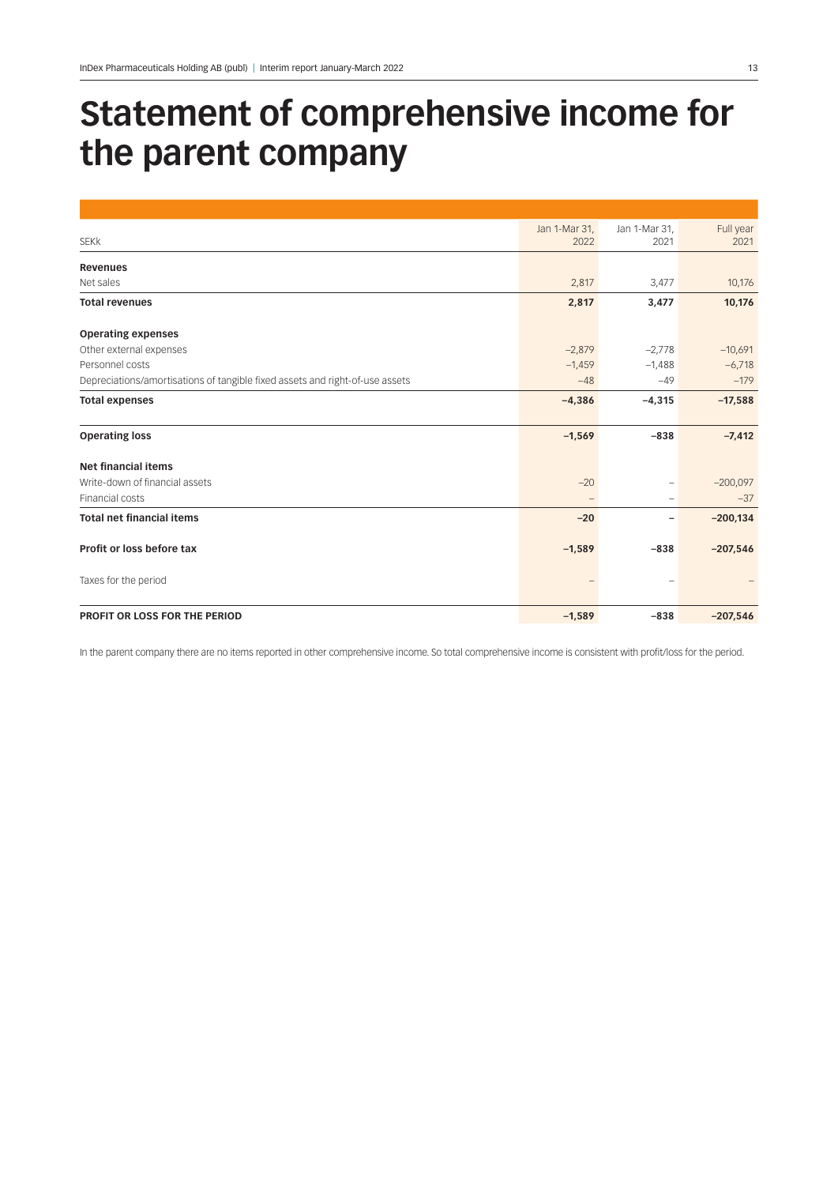# Statement of comprehensive income for the parent company

| SEKk | Jan 1-Mar 31, 2022 | Jan 1-Mar 31, 2021 | Full year 2021 |
|---|---|---|---|
| **Revenues** | | | |
| Net sales | 2,817 | 3,477 | 10,176 |
| **Total revenues** | **2,817** | **3,477** | **10,176** |
| **Operating expenses** | | | |
| Other external expenses | –2,879 | –2,778 | –10,691 |
| Personnel costs | –1,459 | –1,488 | –6,718 |
| Depreciations/amortisations of tangible fixed assets and right-of-use assets | –48 | –49 | –179 |
| **Total expenses** | **–4,386** | **–4,315** | **–17,588** |
| **Operating loss** | **–1,569** | **–838** | **–7,412** |
| **Net financial items** | | | |
| Write-down of financial assets | –20 | – | –200,097 |
| Financial costs | – | – | –37 |
| **Total net financial items** | **–20** | **–** | **–200,134** |
| **Profit or loss before tax** | **–1,589** | **–838** | **–207,546** |
| Taxes for the period | – | – | – |
| **PROFIT OR LOSS FOR THE PERIOD** | **–1,589** | **–838** | **–207,546** |

In the parent company there are no items reported in other comprehensive income. So total comprehensive income is consistent with profit/loss for the period.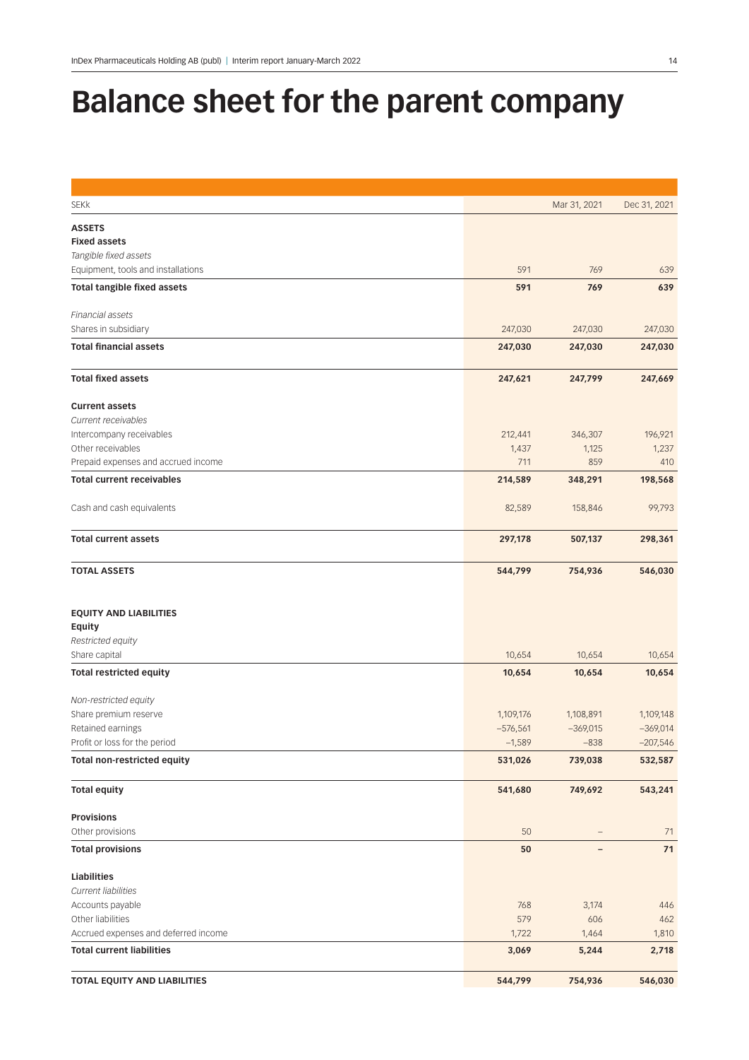# Balance sheet for the parent company

| SEKk | | Mar 31, 2021 | Dec 31, 2021 |
|---|---|---|---|
| **ASSETS** | | | |
| **Fixed assets** | | | |
| *Tangible fixed assets* | | | |
| Equipment, tools and installations | 591 | 769 | 639 |
| **Total tangible fixed assets** | **591** | **769** | **639** |
| *Financial assets* | | | |
| Shares in subsidiary | 247,030 | 247,030 | 247,030 |
| **Total financial assets** | **247,030** | **247,030** | **247,030** |
| **Total fixed assets** | **247,621** | **247,799** | **247,669** |
| **Current assets** | | | |
| *Current receivables* | | | |
| Intercompany receivables | 212,441 | 346,307 | 196,921 |
| Other receivables | 1,437 | 1,125 | 1,237 |
| Prepaid expenses and accrued income | 711 | 859 | 410 |
| **Total current receivables** | **214,589** | **348,291** | **198,568** |
| Cash and cash equivalents | 82,589 | 158,846 | 99,793 |
| **Total current assets** | **297,178** | **507,137** | **298,361** |
| **TOTAL ASSETS** | **544,799** | **754,936** | **546,030** |
| **EQUITY AND LIABILITIES** | | | |
| **Equity** | | | |
| *Restricted equity* | | | |
| Share capital | 10,654 | 10,654 | 10,654 |
| **Total restricted equity** | **10,654** | **10,654** | **10,654** |
| *Non-restricted equity* | | | |
| Share premium reserve | 1,109,176 | 1,108,891 | 1,109,148 |
| Retained earnings | −576,561 | −369,015 | −369,014 |
| Profit or loss for the period | −1,589 | −838 | −207,546 |
| **Total non-restricted equity** | **531,026** | **739,038** | **532,587** |
| **Total equity** | **541,680** | **749,692** | **543,241** |
| **Provisions** | | | |
| Other provisions | 50 | – | 71 |
| **Total provisions** | **50** | **–** | **71** |
| **Liabilities** | | | |
| *Current liabilities* | | | |
| Accounts payable | 768 | 3,174 | 446 |
| Other liabilities | 579 | 606 | 462 |
| Accrued expenses and deferred income | 1,722 | 1,464 | 1,810 |
| **Total current liabilities** | **3,069** | **5,244** | **2,718** |
| **TOTAL EQUITY AND LIABILITIES** | **544,799** | **754,936** | **546,030** |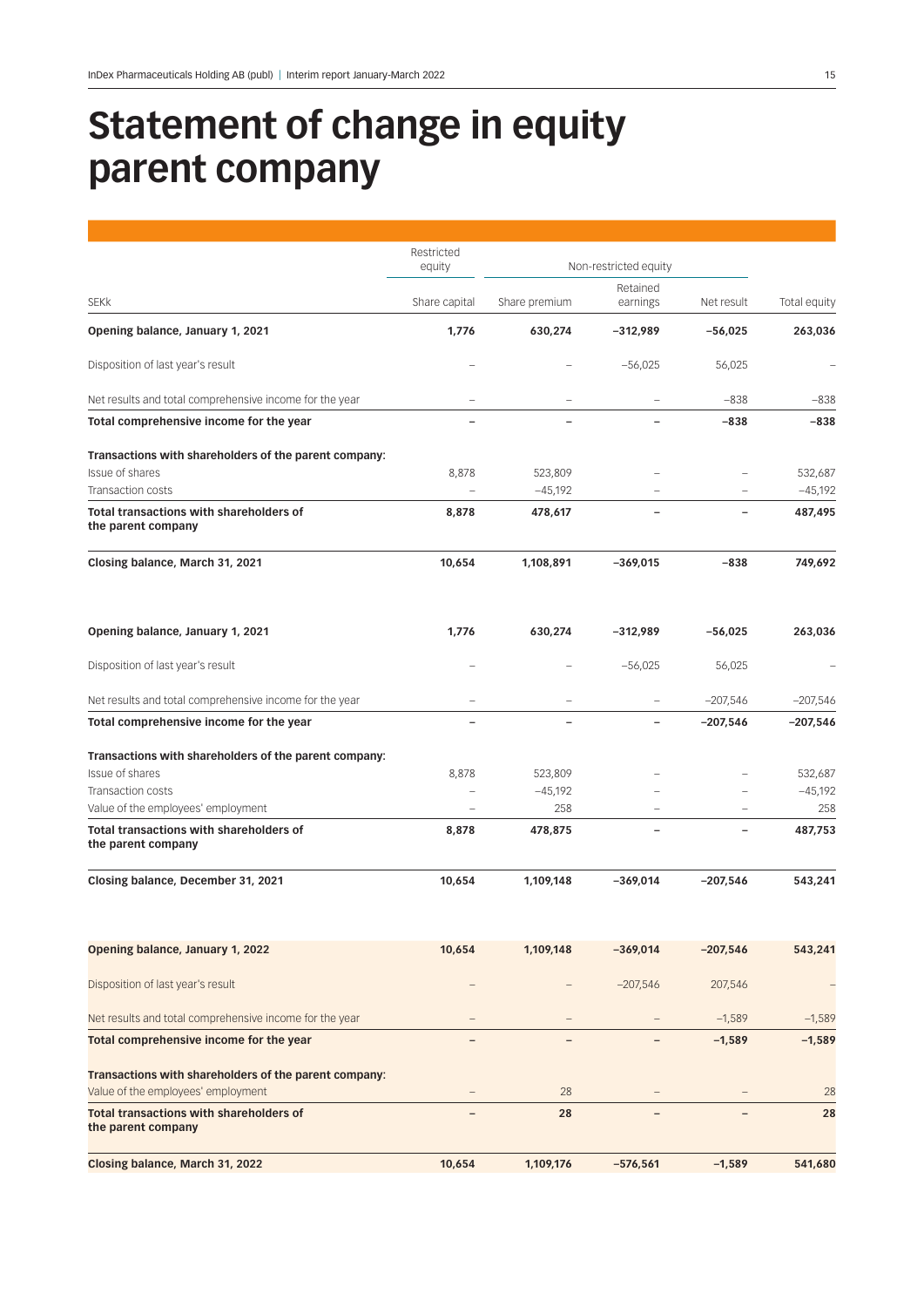# Statement of change in equity parent company

| | Restricted equity | Non-restricted equity | | | |
|---|---|---|---|---|---|
| SEKk | Share capital | Share premium | Retained earnings | Net result | Total equity |
| **Opening balance, January 1, 2021** | **1,776** | **630,274** | **−312,989** | **−56,025** | **263,036** |
| Disposition of last year's result | – | – | −56,025 | 56,025 | – |
| Net results and total comprehensive income for the year | – | – | – | −838 | −838 |
| **Total comprehensive income for the year** | **–** | **–** | **–** | **−838** | **−838** |
| **Transactions with shareholders of the parent company:** | | | | | |
| Issue of shares | 8,878 | 523,809 | – | – | 532,687 |
| Transaction costs | – | −45,192 | – | – | −45,192 |
| **Total transactions with shareholders of the parent company** | **8,878** | **478,617** | **–** | **–** | **487,495** |
| **Closing balance, March 31, 2021** | **10,654** | **1,108,891** | **−369,015** | **−838** | **749,692** |
| | | | | | |
| **Opening balance, January 1, 2021** | **1,776** | **630,274** | **−312,989** | **−56,025** | **263,036** |
| Disposition of last year's result | – | – | −56,025 | 56,025 | – |
| Net results and total comprehensive income for the year | – | – | – | −207,546 | −207,546 |
| **Total comprehensive income for the year** | **–** | **–** | **–** | **−207,546** | **−207,546** |
| **Transactions with shareholders of the parent company:** | | | | | |
| Issue of shares | 8,878 | 523,809 | – | – | 532,687 |
| Transaction costs | – | −45,192 | – | – | −45,192 |
| Value of the employees' employment | – | 258 | – | – | 258 |
| **Total transactions with shareholders of the parent company** | **8,878** | **478,875** | **–** | **–** | **487,753** |
| **Closing balance, December 31, 2021** | **10,654** | **1,109,148** | **−369,014** | **−207,546** | **543,241** |
| | | | | | |
| **Opening balance, January 1, 2022** | **10,654** | **1,109,148** | **−369,014** | **−207,546** | **543,241** |
| Disposition of last year's result | – | – | −207,546 | 207,546 | – |
| Net results and total comprehensive income for the year | – | – | – | −1,589 | −1,589 |
| **Total comprehensive income for the year** | **–** | **–** | **–** | **−1,589** | **−1,589** |
| **Transactions with shareholders of the parent company:** | | | | | |
| Value of the employees' employment | – | 28 | – | – | 28 |
| **Total transactions with shareholders of the parent company** | **–** | **28** | **–** | **–** | **28** |
| **Closing balance, March 31, 2022** | **10,654** | **1,109,176** | **−576,561** | **−1,589** | **541,680** |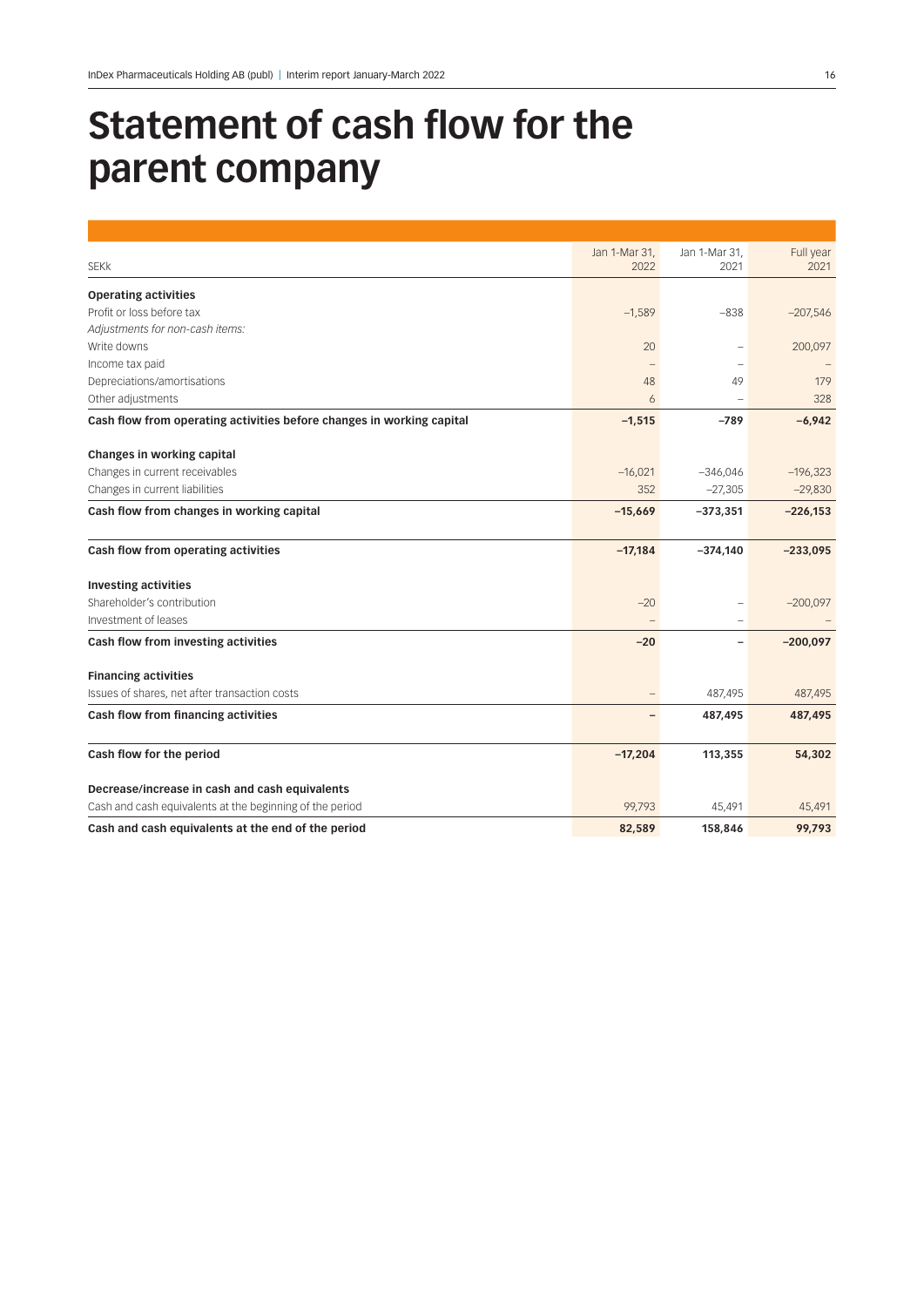# Statement of cash flow for the parent company

| SEKk | Jan 1-Mar 31, 2022 | Jan 1-Mar 31, 2021 | Full year 2021 |
|---|---|---|---|
| **Operating activities** | | | |
| Profit or loss before tax | –1,589 | –838 | –207,546 |
| *Adjustments for non-cash items:* | | | |
| Write downs | 20 | – | 200,097 |
| Income tax paid | – | – | – |
| Depreciations/amortisations | 48 | 49 | 179 |
| Other adjustments | 6 | – | 328 |
| **Cash flow from operating activities before changes in working capital** | **–1,515** | **–789** | **–6,942** |
| **Changes in working capital** | | | |
| Changes in current receivables | –16,021 | –346,046 | –196,323 |
| Changes in current liabilities | 352 | –27,305 | –29,830 |
| **Cash flow from changes in working capital** | **–15,669** | **–373,351** | **–226,153** |
| **Cash flow from operating activities** | **–17,184** | **–374,140** | **–233,095** |
| **Investing activities** | | | |
| Shareholder's contribution | –20 | – | –200,097 |
| Investment of leases | – | – | – |
| **Cash flow from investing activities** | **–20** | **–** | **–200,097** |
| **Financing activities** | | | |
| Issues of shares, net after transaction costs | – | 487,495 | 487,495 |
| **Cash flow from financing activities** | **–** | **487,495** | **487,495** |
| **Cash flow for the period** | **–17,204** | **113,355** | **54,302** |
| **Decrease/increase in cash and cash equivalents** | | | |
| Cash and cash equivalents at the beginning of the period | 99,793 | 45,491 | 45,491 |
| **Cash and cash equivalents at the end of the period** | **82,589** | **158,846** | **99,793** |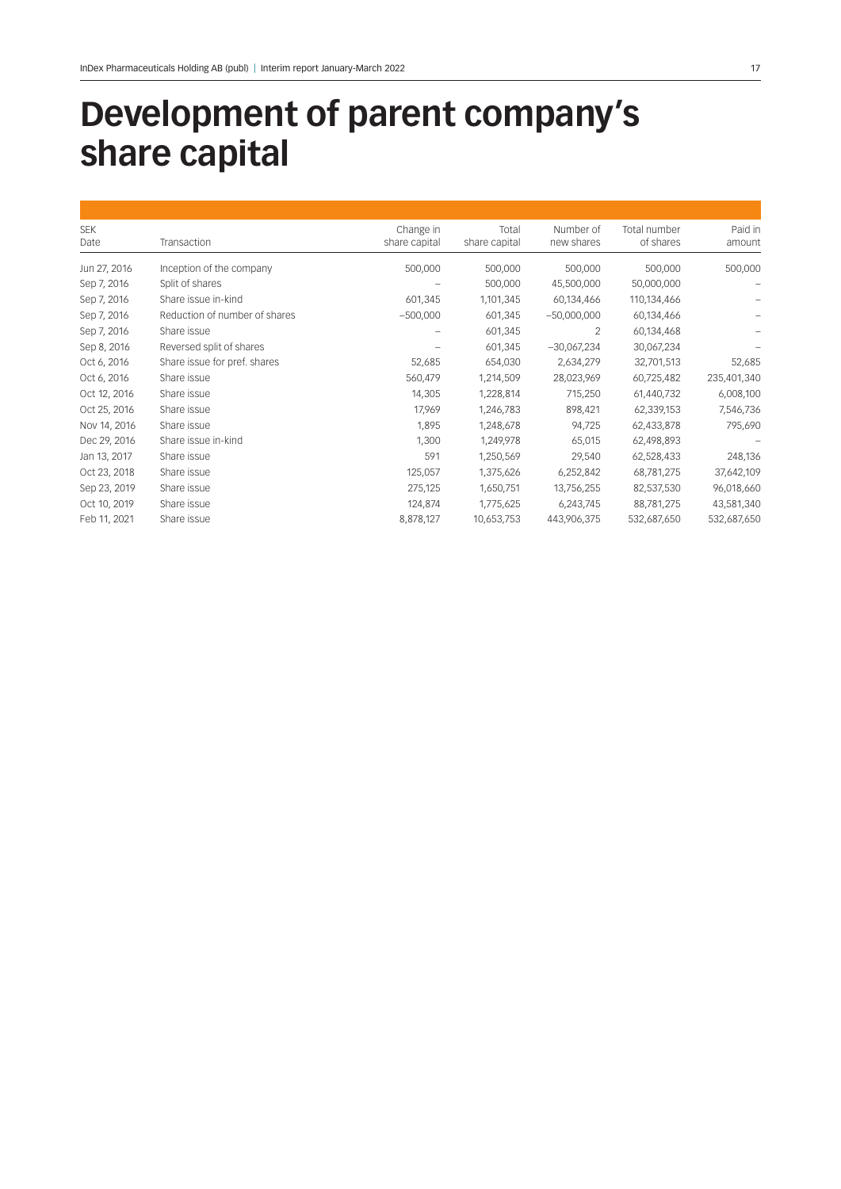# Development of parent company's share capital

| SEK<br>Date | Transaction | Change in share capital | Total share capital | Number of new shares | Total number of shares | Paid in amount |
|---|---|---|---|---|---|---|
| Jun 27, 2016 | Inception of the company | 500,000 | 500,000 | 500,000 | 500,000 | 500,000 |
| Sep 7, 2016 | Split of shares | – | 500,000 | 45,500,000 | 50,000,000 | – |
| Sep 7, 2016 | Share issue in-kind | 601,345 | 1,101,345 | 60,134,466 | 110,134,466 | – |
| Sep 7, 2016 | Reduction of number of shares | −500,000 | 601,345 | −50,000,000 | 60,134,466 | – |
| Sep 7, 2016 | Share issue | – | 601,345 | 2 | 60,134,468 | – |
| Sep 8, 2016 | Reversed split of shares | – | 601,345 | −30,067,234 | 30,067,234 | – |
| Oct 6, 2016 | Share issue for pref. shares | 52,685 | 654,030 | 2,634,279 | 32,701,513 | 52,685 |
| Oct 6, 2016 | Share issue | 560,479 | 1,214,509 | 28,023,969 | 60,725,482 | 235,401,340 |
| Oct 12, 2016 | Share issue | 14,305 | 1,228,814 | 715,250 | 61,440,732 | 6,008,100 |
| Oct 25, 2016 | Share issue | 17,969 | 1,246,783 | 898,421 | 62,339,153 | 7,546,736 |
| Nov 14, 2016 | Share issue | 1,895 | 1,248,678 | 94,725 | 62,433,878 | 795,690 |
| Dec 29, 2016 | Share issue in-kind | 1,300 | 1,249,978 | 65,015 | 62,498,893 | – |
| Jan 13, 2017 | Share issue | 591 | 1,250,569 | 29,540 | 62,528,433 | 248,136 |
| Oct 23, 2018 | Share issue | 125,057 | 1,375,626 | 6,252,842 | 68,781,275 | 37,642,109 |
| Sep 23, 2019 | Share issue | 275,125 | 1,650,751 | 13,756,255 | 82,537,530 | 96,018,660 |
| Oct 10, 2019 | Share issue | 124,874 | 1,775,625 | 6,243,745 | 88,781,275 | 43,581,340 |
| Feb 11, 2021 | Share issue | 8,878,127 | 10,653,753 | 443,906,375 | 532,687,650 | 532,687,650 |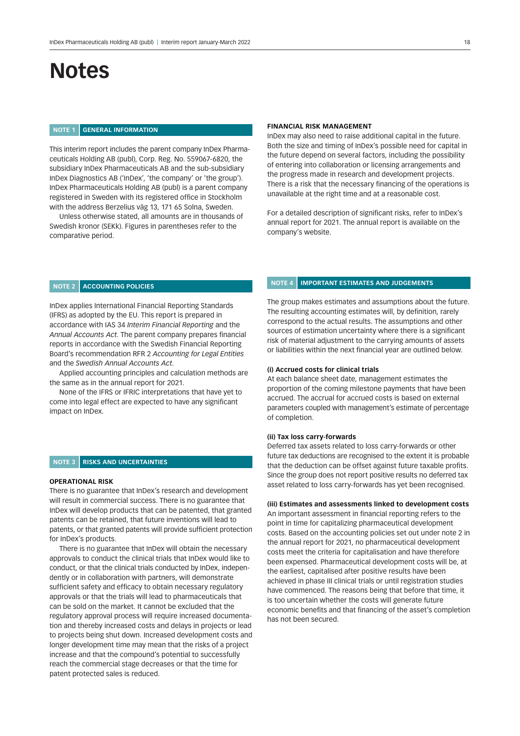# Notes

## NOTE 1 GENERAL INFORMATION

This interim report includes the parent company InDex Pharmaceuticals Holding AB (publ), Corp. Reg. No. 559067-6820, the subsidiary InDex Pharmaceuticals AB and the sub-subsidiary InDex Diagnostics AB ('InDex', 'the company' or 'the group'). InDex Pharmaceuticals Holding AB (publ) is a parent company registered in Sweden with its registered office in Stockholm with the address Berzelius väg 13, 171 65 Solna, Sweden.

Unless otherwise stated, all amounts are in thousands of Swedish kronor (SEKk). Figures in parentheses refer to the comparative period.

## NOTE 2 ACCOUNTING POLICIES

InDex applies International Financial Reporting Standards (IFRS) as adopted by the EU. This report is prepared in accordance with IAS 34 *Interim Financial Reporting* and the *Annual Accounts Act*. The parent company prepares financial reports in accordance with the Swedish Financial Reporting Board's recommendation RFR 2 *Accounting for Legal Entities* and the *Swedish Annual Accounts Act*.

Applied accounting principles and calculation methods are the same as in the annual report for 2021.

None of the IFRS or IFRIC interpretations that have yet to come into legal effect are expected to have any significant impact on InDex.

## NOTE 3 RISKS AND UNCERTAINTIES

**OPERATIONAL RISK**

There is no guarantee that InDex's research and development will result in commercial success. There is no guarantee that InDex will develop products that can be patented, that granted patents can be retained, that future inventions will lead to patents, or that granted patents will provide sufficient protection for InDex's products.

There is no guarantee that InDex will obtain the necessary approvals to conduct the clinical trials that InDex would like to conduct, or that the clinical trials conducted by InDex, independently or in collaboration with partners, will demonstrate sufficient safety and efficacy to obtain necessary regulatory approvals or that the trials will lead to pharmaceuticals that can be sold on the market. It cannot be excluded that the regulatory approval process will require increased documentation and thereby increased costs and delays in projects or lead to projects being shut down. Increased development costs and longer development time may mean that the risks of a project increase and that the compound's potential to successfully reach the commercial stage decreases or that the time for patent protected sales is reduced.

**FINANCIAL RISK MANAGEMENT**

InDex may also need to raise additional capital in the future. Both the size and timing of InDex's possible need for capital in the future depend on several factors, including the possibility of entering into collaboration or licensing arrangements and the progress made in research and development projects. There is a risk that the necessary financing of the operations is unavailable at the right time and at a reasonable cost.

For a detailed description of significant risks, refer to InDex's annual report for 2021. The annual report is available on the company's website.

## NOTE 4 IMPORTANT ESTIMATES AND JUDGEMENTS

The group makes estimates and assumptions about the future. The resulting accounting estimates will, by definition, rarely correspond to the actual results. The assumptions and other sources of estimation uncertainty where there is a significant risk of material adjustment to the carrying amounts of assets or liabilities within the next financial year are outlined below.

**(i) Accrued costs for clinical trials**

At each balance sheet date, management estimates the proportion of the coming milestone payments that have been accrued. The accrual for accrued costs is based on external parameters coupled with management's estimate of percentage of completion.

**(ii) Tax loss carry-forwards**

Deferred tax assets related to loss carry-forwards or other future tax deductions are recognised to the extent it is probable that the deduction can be offset against future taxable profits. Since the group does not report positive results no deferred tax asset related to loss carry-forwards has yet been recognised.

**(iii) Estimates and assessments linked to development costs**

An important assessment in financial reporting refers to the point in time for capitalizing pharmaceutical development costs. Based on the accounting policies set out under note 2 in the annual report for 2021, no pharmaceutical development costs meet the criteria for capitalisation and have therefore been expensed. Pharmaceutical development costs will be, at the earliest, capitalised after positive results have been achieved in phase III clinical trials or until registration studies have commenced. The reasons being that before that time, it is too uncertain whether the costs will generate future economic benefits and that financing of the asset's completion has not been secured.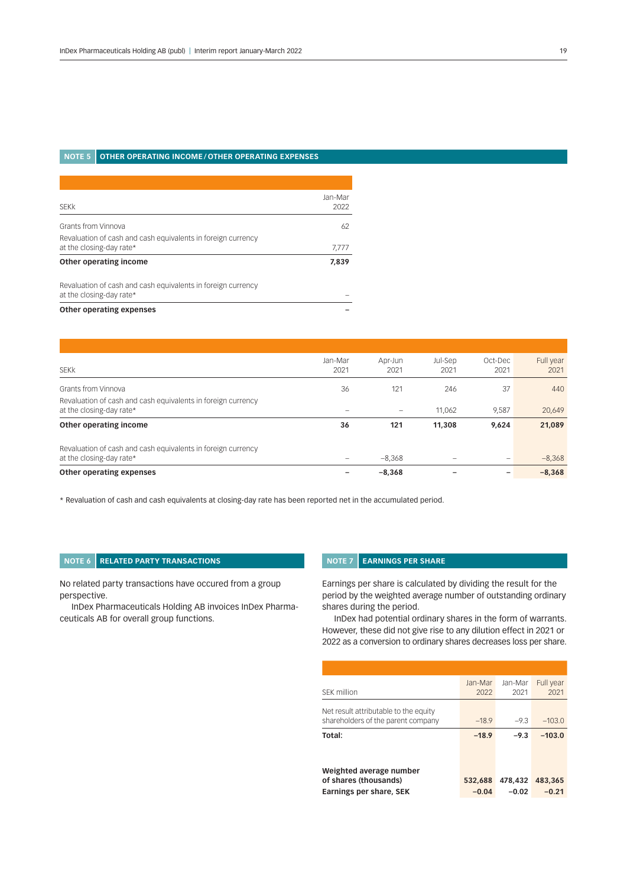## NOTE 5 OTHER OPERATING INCOME / OTHER OPERATING EXPENSES

| SEKk | Jan-Mar 2022 |
|---|---|
| Grants from Vinnova | 62 |
| Revaluation of cash and cash equivalents in foreign currency at the closing-day rate* | 7,777 |
| **Other operating income** | **7,839** |
| Revaluation of cash and cash equivalents in foreign currency at the closing-day rate* | – |
| **Other operating expenses** | **–** |

| SEKk | Jan-Mar 2021 | Apr-Jun 2021 | Jul-Sep 2021 | Oct-Dec 2021 | Full year 2021 |
|---|---|---|---|---|---|
| Grants from Vinnova | 36 | 121 | 246 | 37 | 440 |
| Revaluation of cash and cash equivalents in foreign currency at the closing-day rate* | – | – | 11,062 | 9,587 | 20,649 |
| **Other operating income** | **36** | **121** | **11,308** | **9,624** | **21,089** |
| Revaluation of cash and cash equivalents in foreign currency at the closing-day rate* | – | −8,368 | – | – | −8,368 |
| **Other operating expenses** | **–** | **−8,368** | **–** | **–** | **−8,368** |

\* Revaluation of cash and cash equivalents at closing-day rate has been reported net in the accumulated period.

## NOTE 6 RELATED PARTY TRANSACTIONS

No related party transactions have occured from a group perspective.

InDex Pharmaceuticals Holding AB invoices InDex Pharmaceuticals AB for overall group functions.

## NOTE 7 EARNINGS PER SHARE

Earnings per share is calculated by dividing the result for the period by the weighted average number of outstanding ordinary shares during the period.

InDex had potential ordinary shares in the form of warrants. However, these did not give rise to any dilution effect in 2021 or 2022 as a conversion to ordinary shares decreases loss per share.

| SEK million | Jan-Mar 2022 | Jan-Mar 2021 | Full year 2021 |
|---|---|---|---|
| Net result attributable to the equity shareholders of the parent company | −18.9 | −9.3 | −103.0 |
| **Total:** | **−18.9** | **−9.3** | **−103.0** |
| **Weighted average number of shares (thousands)** | **532,688** | **478,432** | **483,365** |
| **Earnings per share, SEK** | **−0.04** | **−0.02** | **−0.21** |